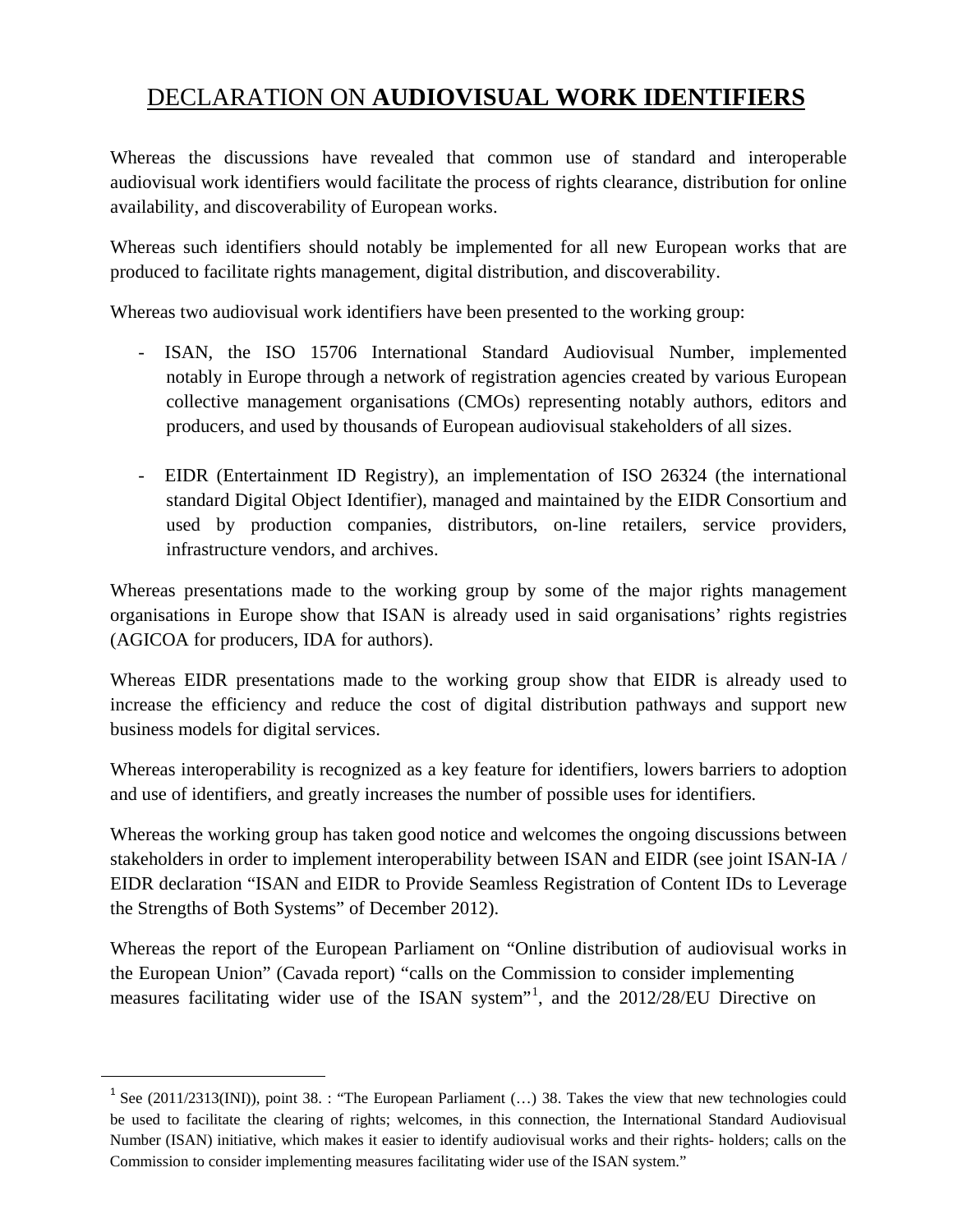# DECLARATION ON **AUDIOVISUAL WORK IDENTIFIERS**

Whereas the discussions have revealed that common use of standard and interoperable audiovisual work identifiers would facilitate the process of rights clearance, distribution for online availability, and discoverability of European works.

Whereas such identifiers should notably be implemented for all new European works that are produced to facilitate rights management, digital distribution, and discoverability.

Whereas two audiovisual work identifiers have been presented to the working group:

- ISAN, the ISO 15706 International Standard Audiovisual Number, implemented notably in Europe through a network of registration agencies created by various European collective management organisations (CMOs) representing notably authors, editors and producers, and used by thousands of European audiovisual stakeholders of all sizes.

- EIDR (Entertainment ID Registry), an implementation of ISO 26324 (the international standard Digital Object Identifier), managed and maintained by the EIDR Consortium and used by production companies, distributors, on-line retailers, service providers, infrastructure vendors, and archives.

Whereas presentations made to the working group by some of the major rights management organisations in Europe show that ISAN is already used in said organisations' rights registries (AGICOA for producers, IDA for authors).

Whereas EIDR presentations made to the working group show that EIDR is already used to increase the efficiency and reduce the cost of digital distribution pathways and support new business models for digital services.

Whereas interoperability is recognized as a key feature for identifiers, lowers barriers to adoption and use of identifiers, and greatly increases the number of possible uses for identifiers.

Whereas the working group has taken good notice and welcomes the ongoing discussions between stakeholders in order to implement interoperability between ISAN and EIDR (see joint ISAN-IA / EIDR declaration "ISAN and EIDR to Provide Seamless Registration of Content IDs to Leverage the Strengths of Both Systems" of December 2012).

Whereas the report of the European Parliament on "Online distribution of audiovisual works in the European Union" (Cavada report) "calls on the Commission to consider implementing measures facilitating wider use of the ISAN system"[1], and the 2012/28/EU Directive on

---

[1] See (2011/2313(INI)), point 38. : "The European Parliament (…) 38. Takes the view that new technologies could be used to facilitate the clearing of rights; welcomes, in this connection, the International Standard Audiovisual Number (ISAN) initiative, which makes it easier to identify audiovisual works and their rights- holders; calls on the Commission to consider implementing measures facilitating wider use of the ISAN system."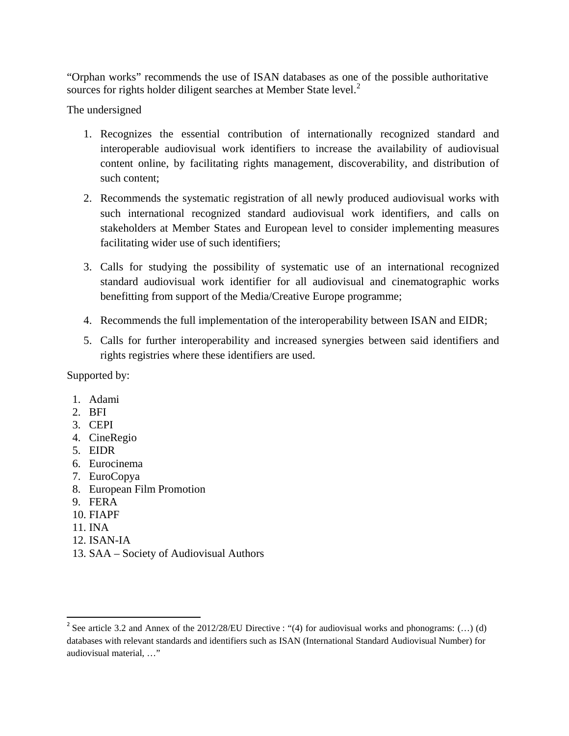"Orphan works" recommends the use of ISAN databases as one of the possible authoritative sources for rights holder diligent searches at Member State level.[2]

The undersigned

1. Recognizes the essential contribution of internationally recognized standard and interoperable audiovisual work identifiers to increase the availability of audiovisual content online, by facilitating rights management, discoverability, and distribution of such content;
2. Recommends the systematic registration of all newly produced audiovisual works with such international recognized standard audiovisual work identifiers, and calls on stakeholders at Member States and European level to consider implementing measures facilitating wider use of such identifiers;
3. Calls for studying the possibility of systematic use of an international recognized standard audiovisual work identifier for all audiovisual and cinematographic works benefitting from support of the Media/Creative Europe programme;
4. Recommends the full implementation of the interoperability between ISAN and EIDR;
5. Calls for further interoperability and increased synergies between said identifiers and rights registries where these identifiers are used.

Supported by:

1. Adami
2. BFI
3. CEPI
4. CineRegio
5. EIDR
6. Eurocinema
7. EuroCopya
8. European Film Promotion
9. FERA
10. FIAPF
11. INA
12. ISAN-IA
13. SAA – Society of Audiovisual Authors

[2] See article 3.2 and Annex of the 2012/28/EU Directive : "(4) for audiovisual works and phonograms: (…) (d) databases with relevant standards and identifiers such as ISAN (International Standard Audiovisual Number) for audiovisual material, …"